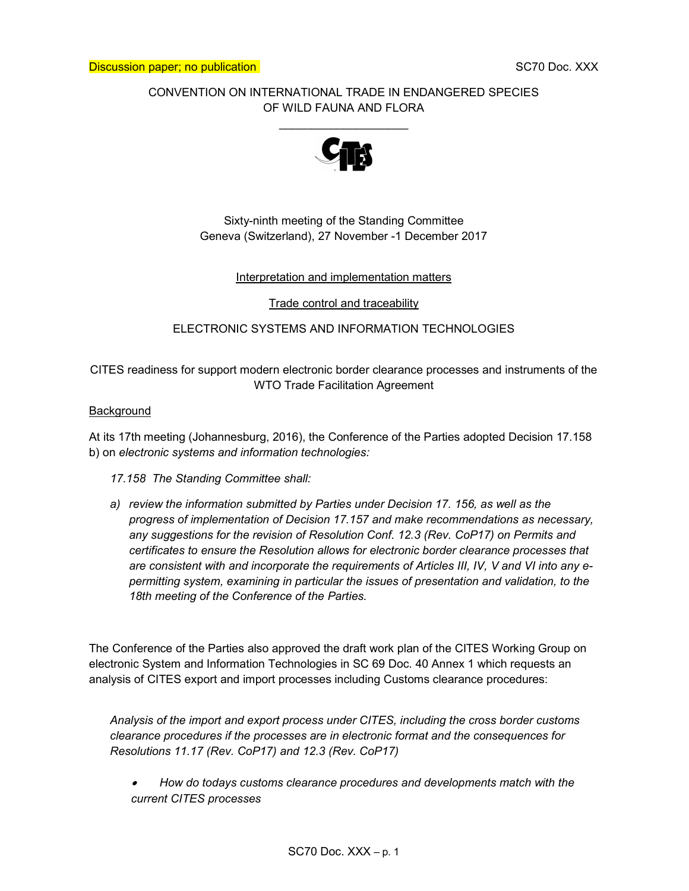Discussion paper; no publication

SC70 Doc. XXX

CONVENTION ON INTERNATIONAL TRADE IN ENDANGERED SPECIES OF WILD FAUNA AND FLORA

\_\_\_\_\_\_\_\_\_\_\_\_\_\_\_\_\_\_\_\_

Sixty-ninth meeting of the Standing Committee
Geneva (Switzerland), 27 November -1 December 2017

Interpretation and implementation matters

Trade control and traceability

ELECTRONIC SYSTEMS AND INFORMATION TECHNOLOGIES

CITES readiness for support modern electronic border clearance processes and instruments of the WTO Trade Facilitation Agreement

## Background

At its 17th meeting (Johannesburg, 2016), the Conference of the Parties adopted Decision 17.158 b) on *electronic systems and information technologies:*

> *17.158 The Standing Committee shall:*
>
> *a) review the information submitted by Parties under Decision 17. 156, as well as the progress of implementation of Decision 17.157 and make recommendations as necessary, any suggestions for the revision of Resolution Conf. 12.3 (Rev. CoP17) on Permits and certificates to ensure the Resolution allows for electronic border clearance processes that are consistent with and incorporate the requirements of Articles III, IV, V and VI into any e-permitting system, examining in particular the issues of presentation and validation, to the 18th meeting of the Conference of the Parties.*

The Conference of the Parties also approved the draft work plan of the CITES Working Group on electronic System and Information Technologies in SC 69 Doc. 40 Annex 1 which requests an analysis of CITES export and import processes including Customs clearance procedures:

> *Analysis of the import and export process under CITES, including the cross border customs clearance procedures if the processes are in electronic format and the consequences for Resolutions 11.17 (Rev. CoP17) and 12.3 (Rev. CoP17)*
>
> - *How do todays customs clearance procedures and developments match with the current CITES processes*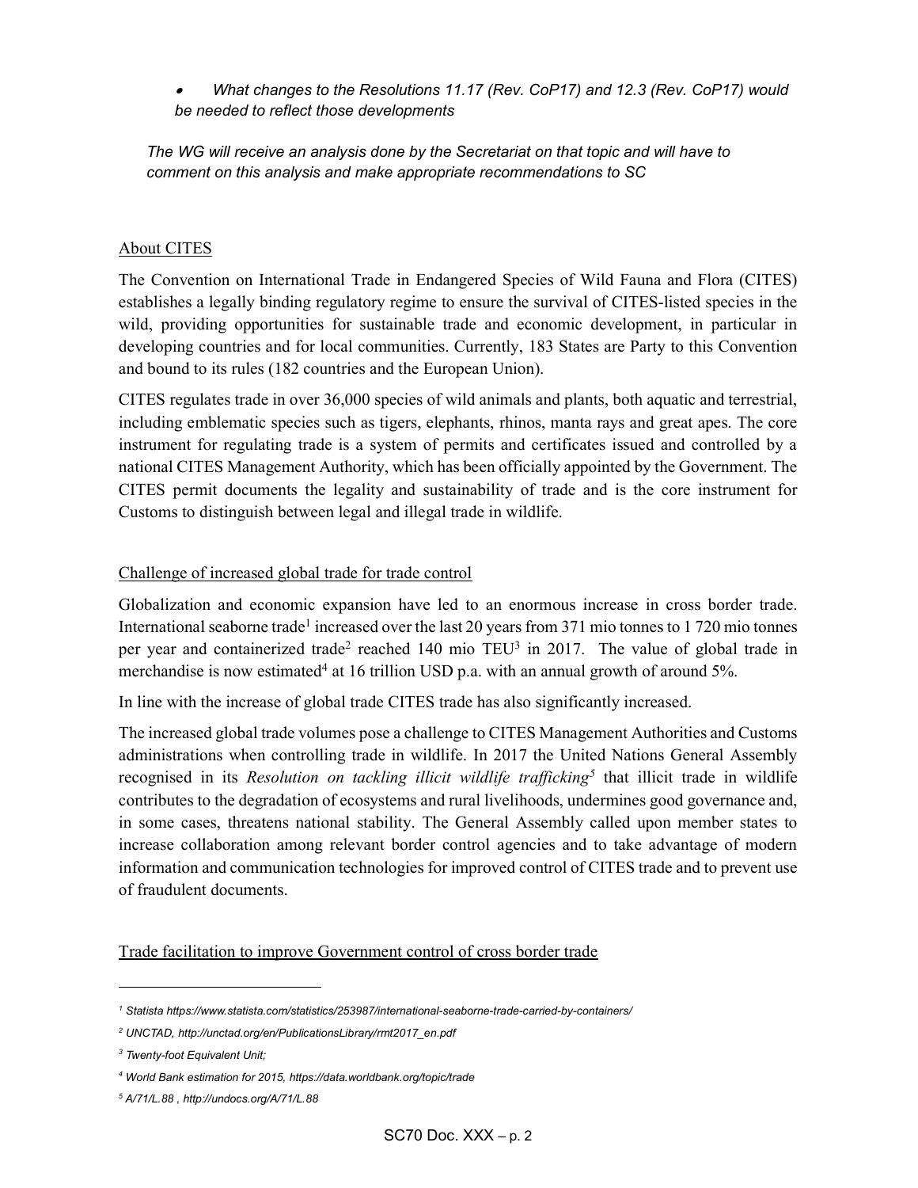- *What changes to the Resolutions 11.17 (Rev. CoP17) and 12.3 (Rev. CoP17) would be needed to reflect those developments*

*The WG will receive an analysis done by the Secretariat on that topic and will have to comment on this analysis and make appropriate recommendations to SC*

## About CITES

The Convention on International Trade in Endangered Species of Wild Fauna and Flora (CITES) establishes a legally binding regulatory regime to ensure the survival of CITES-listed species in the wild, providing opportunities for sustainable trade and economic development, in particular in developing countries and for local communities. Currently, 183 States are Party to this Convention and bound to its rules (182 countries and the European Union).

CITES regulates trade in over 36,000 species of wild animals and plants, both aquatic and terrestrial, including emblematic species such as tigers, elephants, rhinos, manta rays and great apes. The core instrument for regulating trade is a system of permits and certificates issued and controlled by a national CITES Management Authority, which has been officially appointed by the Government. The CITES permit documents the legality and sustainability of trade and is the core instrument for Customs to distinguish between legal and illegal trade in wildlife.

## Challenge of increased global trade for trade control

Globalization and economic expansion have led to an enormous increase in cross border trade. International seaborne trade[1] increased over the last 20 years from 371 mio tonnes to 1 720 mio tonnes per year and containerized trade[2] reached 140 mio TEU[3] in 2017. The value of global trade in merchandise is now estimated[4] at 16 trillion USD p.a. with an annual growth of around 5%.

In line with the increase of global trade CITES trade has also significantly increased.

The increased global trade volumes pose a challenge to CITES Management Authorities and Customs administrations when controlling trade in wildlife. In 2017 the United Nations General Assembly recognised in its *Resolution on tackling illicit wildlife trafficking*[5] that illicit trade in wildlife contributes to the degradation of ecosystems and rural livelihoods, undermines good governance and, in some cases, threatens national stability. The General Assembly called upon member states to increase collaboration among relevant border control agencies and to take advantage of modern information and communication technologies for improved control of CITES trade and to prevent use of fraudulent documents.

## Trade facilitation to improve Government control of cross border trade

---

*[1] Statista https://www.statista.com/statistics/253987/international-seaborne-trade-carried-by-containers/*

*[2] UNCTAD, http://unctad.org/en/PublicationsLibrary/rmt2017_en.pdf*

*[3] Twenty-foot Equivalent Unit;*

*[4] World Bank estimation for 2015, https://data.worldbank.org/topic/trade*

*[5] A/71/L.88 , http://undocs.org/A/71/L.88*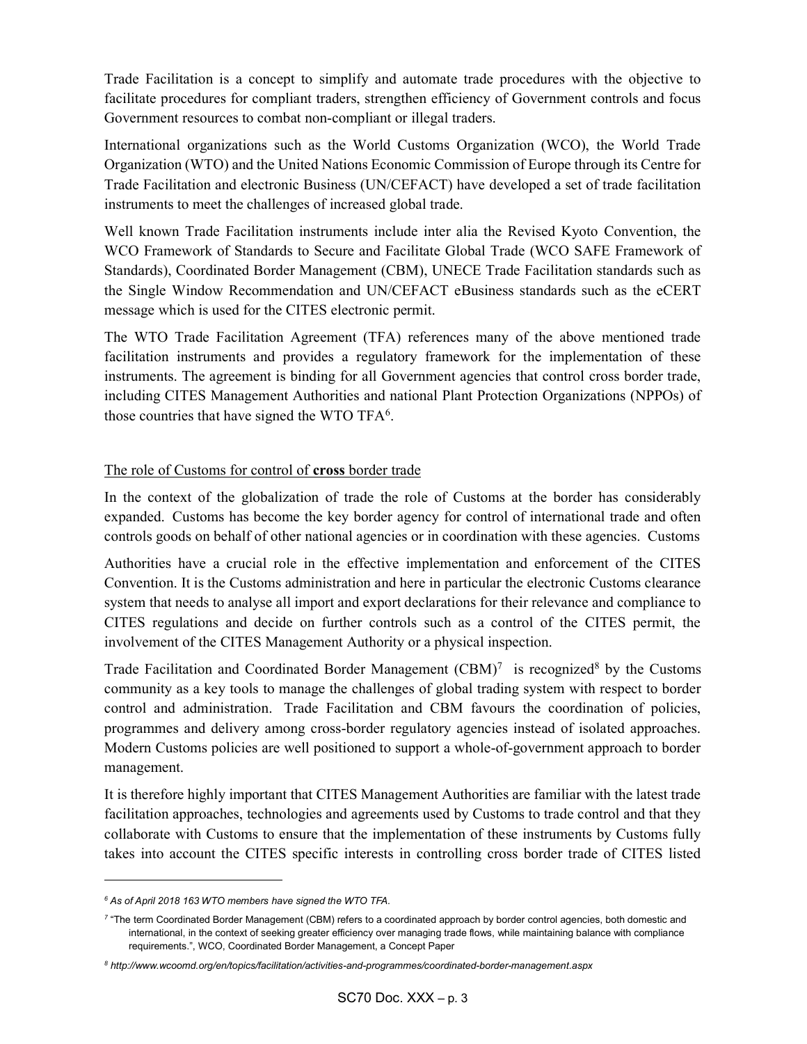Trade Facilitation is a concept to simplify and automate trade procedures with the objective to facilitate procedures for compliant traders, strengthen efficiency of Government controls and focus Government resources to combat non-compliant or illegal traders.

International organizations such as the World Customs Organization (WCO), the World Trade Organization (WTO) and the United Nations Economic Commission of Europe through its Centre for Trade Facilitation and electronic Business (UN/CEFACT) have developed a set of trade facilitation instruments to meet the challenges of increased global trade.

Well known Trade Facilitation instruments include inter alia the Revised Kyoto Convention, the WCO Framework of Standards to Secure and Facilitate Global Trade (WCO SAFE Framework of Standards), Coordinated Border Management (CBM), UNECE Trade Facilitation standards such as the Single Window Recommendation and UN/CEFACT eBusiness standards such as the eCERT message which is used for the CITES electronic permit.

The WTO Trade Facilitation Agreement (TFA) references many of the above mentioned trade facilitation instruments and provides a regulatory framework for the implementation of these instruments. The agreement is binding for all Government agencies that control cross border trade, including CITES Management Authorities and national Plant Protection Organizations (NPPOs) of those countries that have signed the WTO TFA[6].

The role of Customs for control of **cross** border trade

In the context of the globalization of trade the role of Customs at the border has considerably expanded. Customs has become the key border agency for control of international trade and often controls goods on behalf of other national agencies or in coordination with these agencies. Customs Authorities have a crucial role in the effective implementation and enforcement of the CITES Convention. It is the Customs administration and here in particular the electronic Customs clearance system that needs to analyse all import and export declarations for their relevance and compliance to CITES regulations and decide on further controls such as a control of the CITES permit, the involvement of the CITES Management Authority or a physical inspection.

Trade Facilitation and Coordinated Border Management (CBM)[7] is recognized[8] by the Customs community as a key tools to manage the challenges of global trading system with respect to border control and administration. Trade Facilitation and CBM favours the coordination of policies, programmes and delivery among cross-border regulatory agencies instead of isolated approaches. Modern Customs policies are well positioned to support a whole-of-government approach to border management.

It is therefore highly important that CITES Management Authorities are familiar with the latest trade facilitation approaches, technologies and agreements used by Customs to trade control and that they collaborate with Customs to ensure that the implementation of these instruments by Customs fully takes into account the CITES specific interests in controlling cross border trade of CITES listed

---

[6] *As of April 2018 163 WTO members have signed the WTO TFA.*

[7] "The term Coordinated Border Management (CBM) refers to a coordinated approach by border control agencies, both domestic and international, in the context of seeking greater efficiency over managing trade flows, while maintaining balance with compliance requirements.", WCO, Coordinated Border Management, a Concept Paper

[8] *http://www.wcoomd.org/en/topics/facilitation/activities-and-programmes/coordinated-border-management.aspx*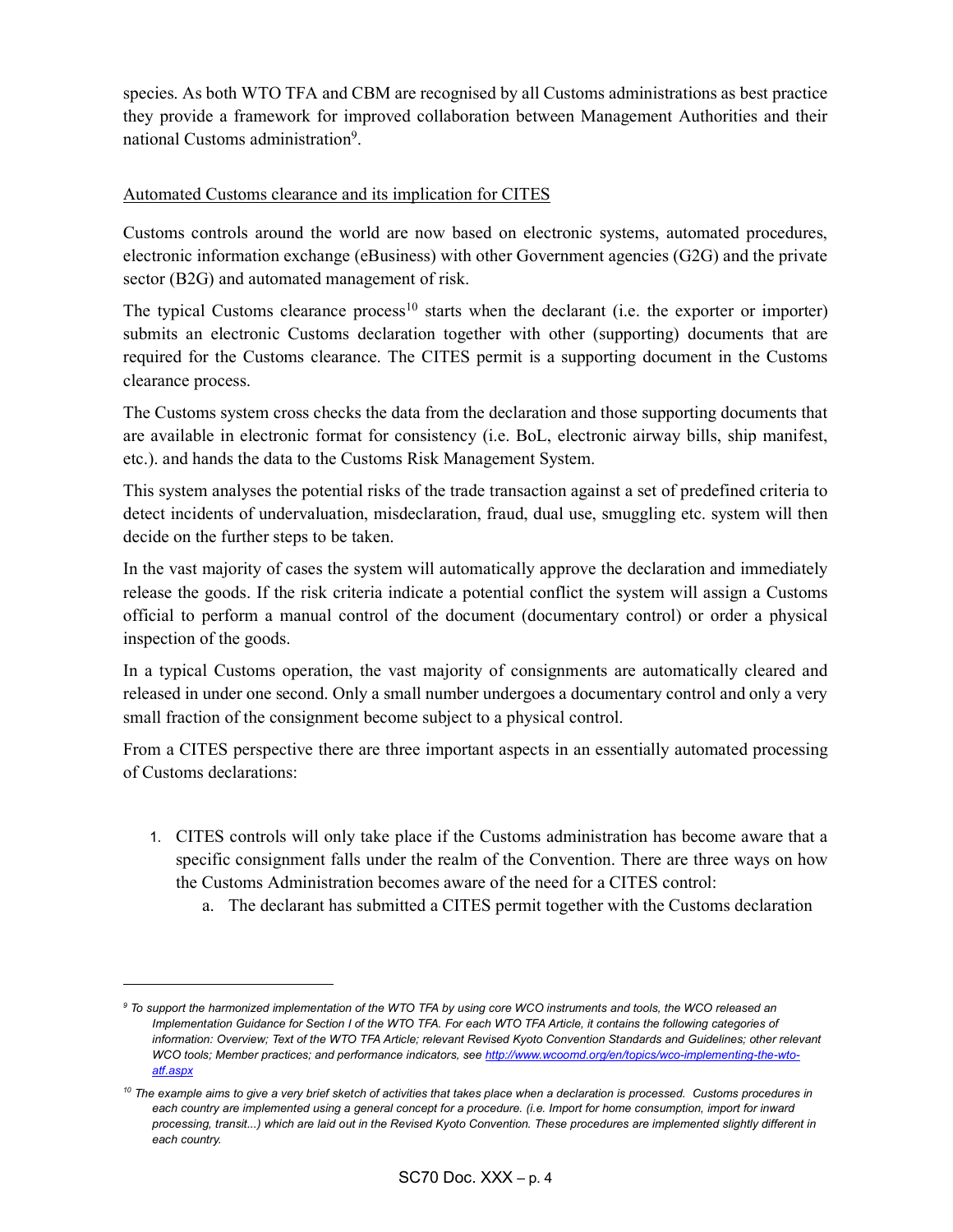species. As both WTO TFA and CBM are recognised by all Customs administrations as best practice they provide a framework for improved collaboration between Management Authorities and their national Customs administration[9].

<u>Automated Customs clearance and its implication for CITES</u>

Customs controls around the world are now based on electronic systems, automated procedures, electronic information exchange (eBusiness) with other Government agencies (G2G) and the private sector (B2G) and automated management of risk.

The typical Customs clearance process[10] starts when the declarant (i.e. the exporter or importer) submits an electronic Customs declaration together with other (supporting) documents that are required for the Customs clearance. The CITES permit is a supporting document in the Customs clearance process.

The Customs system cross checks the data from the declaration and those supporting documents that are available in electronic format for consistency (i.e. BoL, electronic airway bills, ship manifest, etc.). and hands the data to the Customs Risk Management System.

This system analyses the potential risks of the trade transaction against a set of predefined criteria to detect incidents of undervaluation, misdeclaration, fraud, dual use, smuggling etc. system will then decide on the further steps to be taken.

In the vast majority of cases the system will automatically approve the declaration and immediately release the goods. If the risk criteria indicate a potential conflict the system will assign a Customs official to perform a manual control of the document (documentary control) or order a physical inspection of the goods.

In a typical Customs operation, the vast majority of consignments are automatically cleared and released in under one second. Only a small number undergoes a documentary control and only a very small fraction of the consignment become subject to a physical control.

From a CITES perspective there are three important aspects in an essentially automated processing of Customs declarations:

1. CITES controls will only take place if the Customs administration has become aware that a specific consignment falls under the realm of the Convention. There are three ways on how the Customs Administration becomes aware of the need for a CITES control:
    a. The declarant has submitted a CITES permit together with the Customs declaration

---

*[9] To support the harmonized implementation of the WTO TFA by using core WCO instruments and tools, the WCO released an Implementation Guidance for Section I of the WTO TFA. For each WTO TFA Article, it contains the following categories of information: Overview; Text of the WTO TFA Article; relevant Revised Kyoto Convention Standards and Guidelines; other relevant WCO tools; Member practices; and performance indicators, see [http://www.wcoomd.org/en/topics/wco-implementing-the-wto-atf.aspx](http://www.wcoomd.org/en/topics/wco-implementing-the-wto-atf.aspx)*

*[10] The example aims to give a very brief sketch of activities that takes place when a declaration is processed. Customs procedures in each country are implemented using a general concept for a procedure. (i.e. Import for home consumption, import for inward processing, transit...) which are laid out in the Revised Kyoto Convention. These procedures are implemented slightly different in each country.*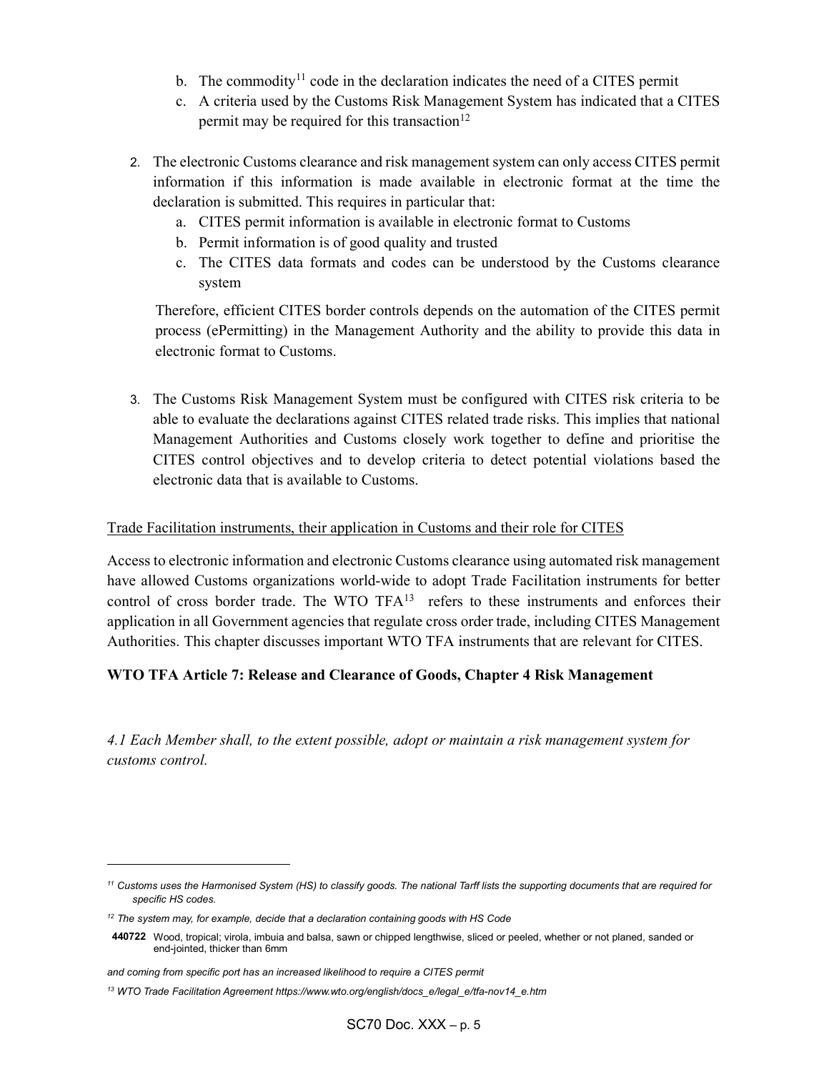b. The commodity[11] code in the declaration indicates the need of a CITES permit
   c. A criteria used by the Customs Risk Management System has indicated that a CITES permit may be required for this transaction[12]

2. The electronic Customs clearance and risk management system can only access CITES permit information if this information is made available in electronic format at the time the declaration is submitted. This requires in particular that:
   a. CITES permit information is available in electronic format to Customs
   b. Permit information is of good quality and trusted
   c. The CITES data formats and codes can be understood by the Customs clearance system

   Therefore, efficient CITES border controls depends on the automation of the CITES permit process (ePermitting) in the Management Authority and the ability to provide this data in electronic format to Customs.

3. The Customs Risk Management System must be configured with CITES risk criteria to be able to evaluate the declarations against CITES related trade risks. This implies that national Management Authorities and Customs closely work together to define and prioritise the CITES control objectives and to develop criteria to detect potential violations based the electronic data that is available to Customs.

<u>Trade Facilitation instruments, their application in Customs and their role for CITES</u>

Access to electronic information and electronic Customs clearance using automated risk management have allowed Customs organizations world-wide to adopt Trade Facilitation instruments for better control of cross border trade. The WTO TFA[13] refers to these instruments and enforces their application in all Government agencies that regulate cross order trade, including CITES Management Authorities. This chapter discusses important WTO TFA instruments that are relevant for CITES.

**WTO TFA Article 7: Release and Clearance of Goods, Chapter 4 Risk Management**

*4.1 Each Member shall, to the extent possible, adopt or maintain a risk management system for customs control.*

---

[11] *Customs uses the Harmonised System (HS) to classify goods. The national Tarff lists the supporting documents that are required for specific HS codes.*

[12] *The system may, for example, decide that a declaration containing goods with HS Code*

**440722** Wood, tropical; virola, imbuia and balsa, sawn or chipped lengthwise, sliced or peeled, whether or not planed, sanded or end-jointed, thicker than 6mm

*and coming from specific port has an increased likelihood to require a CITES permit*

[13] *WTO Trade Facilitation Agreement https://www.wto.org/english/docs_e/legal_e/tfa-nov14_e.htm*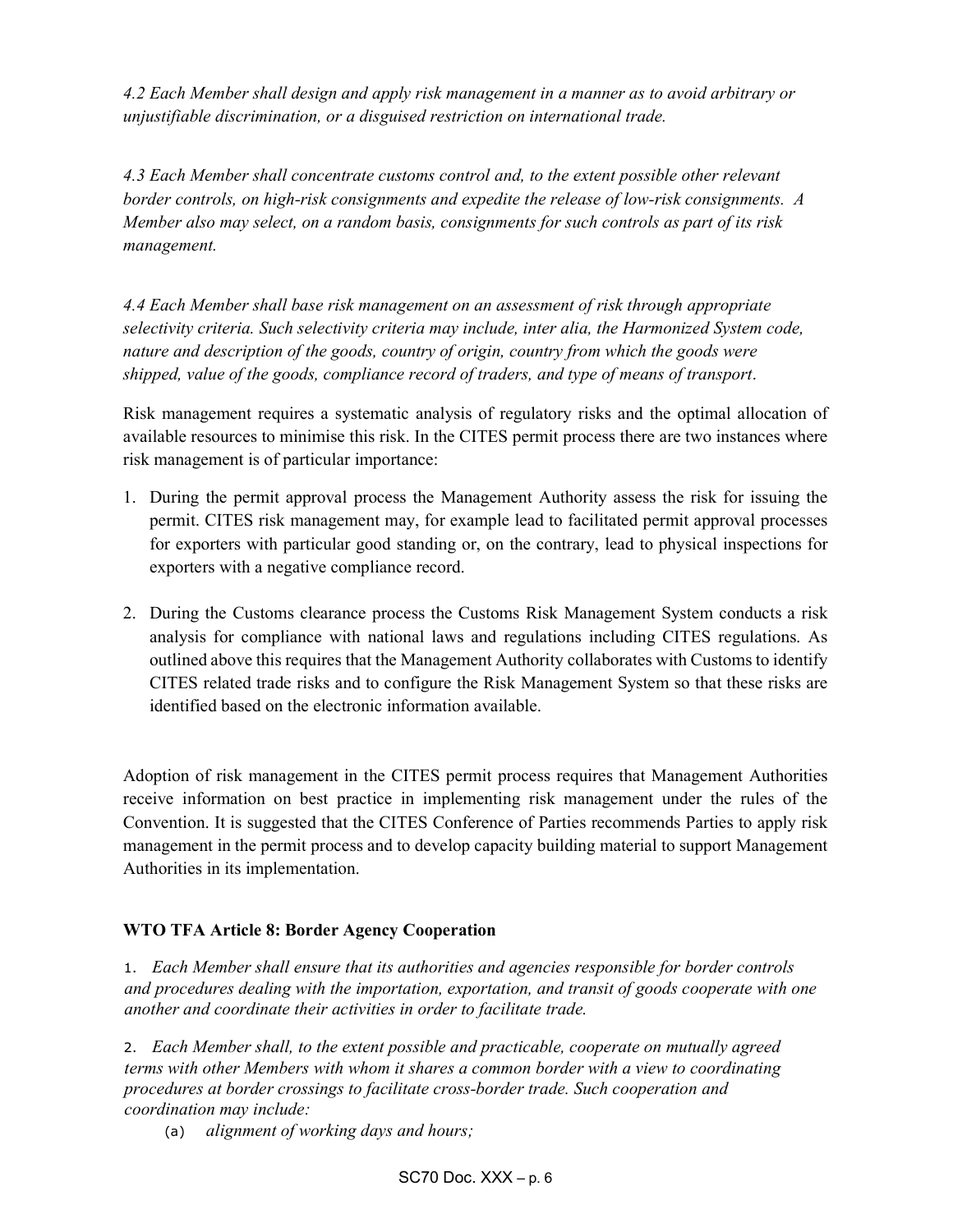*4.2 Each Member shall design and apply risk management in a manner as to avoid arbitrary or unjustifiable discrimination, or a disguised restriction on international trade.*

*4.3 Each Member shall concentrate customs control and, to the extent possible other relevant border controls, on high-risk consignments and expedite the release of low-risk consignments. A Member also may select, on a random basis, consignments for such controls as part of its risk management.*

*4.4 Each Member shall base risk management on an assessment of risk through appropriate selectivity criteria. Such selectivity criteria may include, inter alia, the Harmonized System code, nature and description of the goods, country of origin, country from which the goods were shipped, value of the goods, compliance record of traders, and type of means of transport.*

Risk management requires a systematic analysis of regulatory risks and the optimal allocation of available resources to minimise this risk. In the CITES permit process there are two instances where risk management is of particular importance:

1. During the permit approval process the Management Authority assess the risk for issuing the permit. CITES risk management may, for example lead to facilitated permit approval processes for exporters with particular good standing or, on the contrary, lead to physical inspections for exporters with a negative compliance record.

2. During the Customs clearance process the Customs Risk Management System conducts a risk analysis for compliance with national laws and regulations including CITES regulations. As outlined above this requires that the Management Authority collaborates with Customs to identify CITES related trade risks and to configure the Risk Management System so that these risks are identified based on the electronic information available.

Adoption of risk management in the CITES permit process requires that Management Authorities receive information on best practice in implementing risk management under the rules of the Convention. It is suggested that the CITES Conference of Parties recommends Parties to apply risk management in the permit process and to develop capacity building material to support Management Authorities in its implementation.

**WTO TFA Article 8: Border Agency Cooperation**

1. *Each Member shall ensure that its authorities and agencies responsible for border controls and procedures dealing with the importation, exportation, and transit of goods cooperate with one another and coordinate their activities in order to facilitate trade.*

2. *Each Member shall, to the extent possible and practicable, cooperate on mutually agreed terms with other Members with whom it shares a common border with a view to coordinating procedures at border crossings to facilitate cross-border trade. Such cooperation and coordination may include:*

   (a) *alignment of working days and hours;*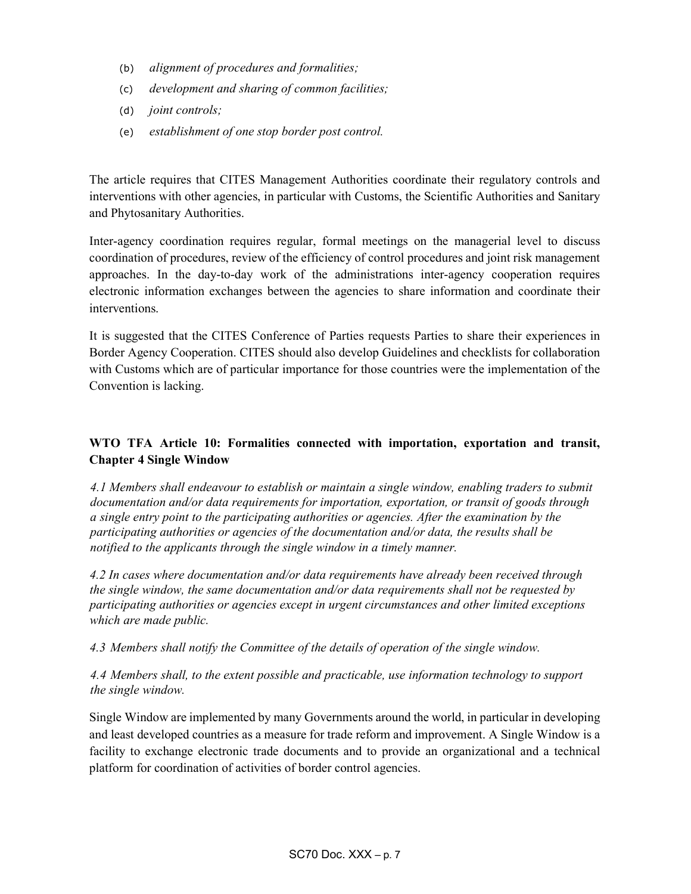(b) *alignment of procedures and formalities;*

(c) *development and sharing of common facilities;*

(d) *joint controls;*

(e) *establishment of one stop border post control.*

The article requires that CITES Management Authorities coordinate their regulatory controls and interventions with other agencies, in particular with Customs, the Scientific Authorities and Sanitary and Phytosanitary Authorities.

Inter-agency coordination requires regular, formal meetings on the managerial level to discuss coordination of procedures, review of the efficiency of control procedures and joint risk management approaches. In the day-to-day work of the administrations inter-agency cooperation requires electronic information exchanges between the agencies to share information and coordinate their interventions.

It is suggested that the CITES Conference of Parties requests Parties to share their experiences in Border Agency Cooperation. CITES should also develop Guidelines and checklists for collaboration with Customs which are of particular importance for those countries were the implementation of the Convention is lacking.

**WTO TFA Article 10: Formalities connected with importation, exportation and transit, Chapter 4 Single Window**

*4.1 Members shall endeavour to establish or maintain a single window, enabling traders to submit documentation and/or data requirements for importation, exportation, or transit of goods through a single entry point to the participating authorities or agencies. After the examination by the participating authorities or agencies of the documentation and/or data, the results shall be notified to the applicants through the single window in a timely manner.*

*4.2 In cases where documentation and/or data requirements have already been received through the single window, the same documentation and/or data requirements shall not be requested by participating authorities or agencies except in urgent circumstances and other limited exceptions which are made public.*

*4.3 Members shall notify the Committee of the details of operation of the single window.*

*4.4 Members shall, to the extent possible and practicable, use information technology to support the single window.*

Single Window are implemented by many Governments around the world, in particular in developing and least developed countries as a measure for trade reform and improvement. A Single Window is a facility to exchange electronic trade documents and to provide an organizational and a technical platform for coordination of activities of border control agencies.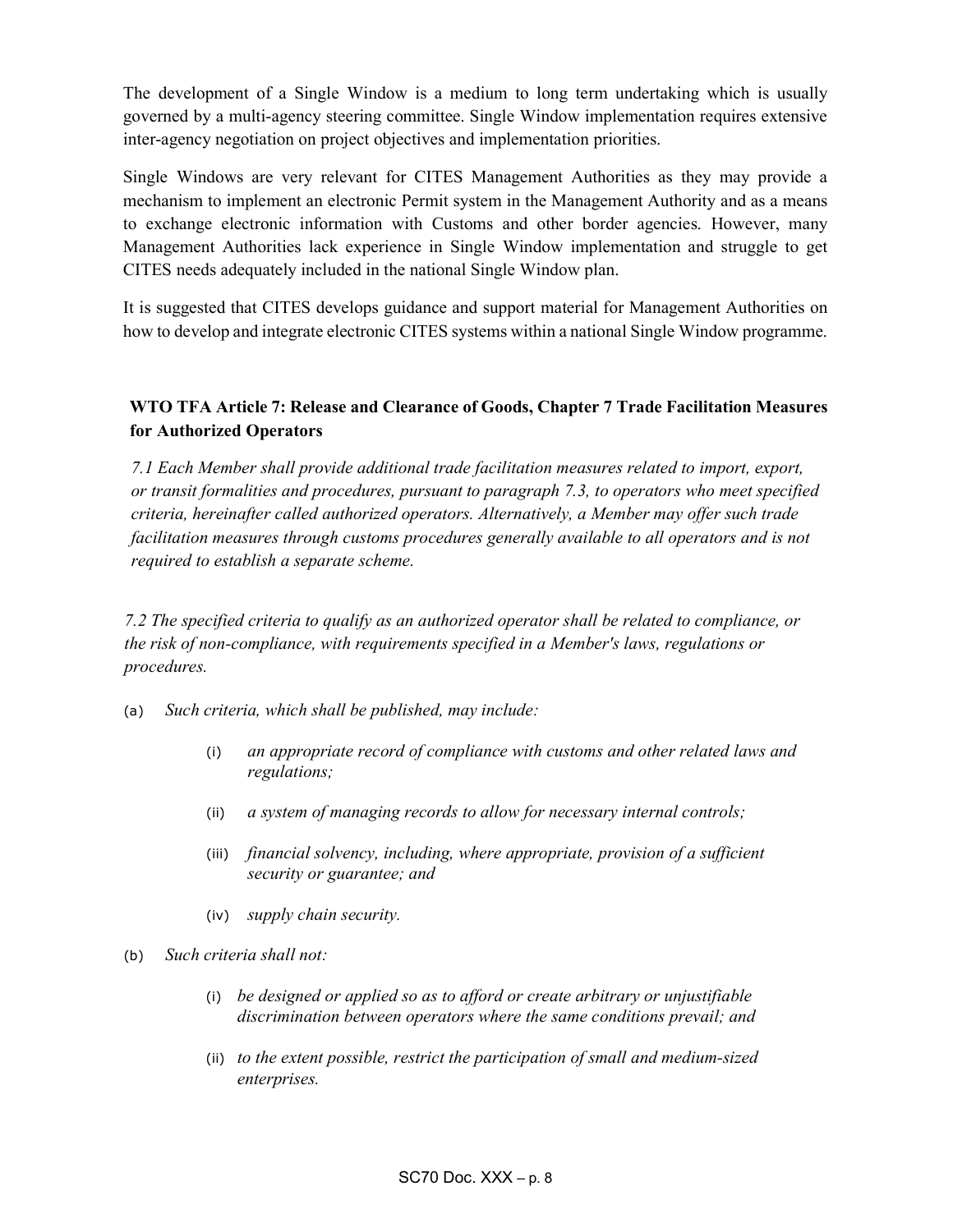The development of a Single Window is a medium to long term undertaking which is usually governed by a multi-agency steering committee. Single Window implementation requires extensive inter-agency negotiation on project objectives and implementation priorities.

Single Windows are very relevant for CITES Management Authorities as they may provide a mechanism to implement an electronic Permit system in the Management Authority and as a means to exchange electronic information with Customs and other border agencies. However, many Management Authorities lack experience in Single Window implementation and struggle to get CITES needs adequately included in the national Single Window plan.

It is suggested that CITES develops guidance and support material for Management Authorities on how to develop and integrate electronic CITES systems within a national Single Window programme.

**WTO TFA Article 7: Release and Clearance of Goods, Chapter 7 Trade Facilitation Measures for Authorized Operators**

*7.1 Each Member shall provide additional trade facilitation measures related to import, export, or transit formalities and procedures, pursuant to paragraph 7.3, to operators who meet specified criteria, hereinafter called authorized operators. Alternatively, a Member may offer such trade facilitation measures through customs procedures generally available to all operators and is not required to establish a separate scheme.*

*7.2 The specified criteria to qualify as an authorized operator shall be related to compliance, or the risk of non-compliance, with requirements specified in a Member's laws, regulations or procedures.*

(a) *Such criteria, which shall be published, may include:*

  (i) *an appropriate record of compliance with customs and other related laws and regulations;*

  (ii) *a system of managing records to allow for necessary internal controls;*

  (iii) *financial solvency, including, where appropriate, provision of a sufficient security or guarantee; and*

  (iv) *supply chain security.*

(b) *Such criteria shall not:*

  (i) *be designed or applied so as to afford or create arbitrary or unjustifiable discrimination between operators where the same conditions prevail; and*

  (ii) *to the extent possible, restrict the participation of small and medium-sized enterprises.*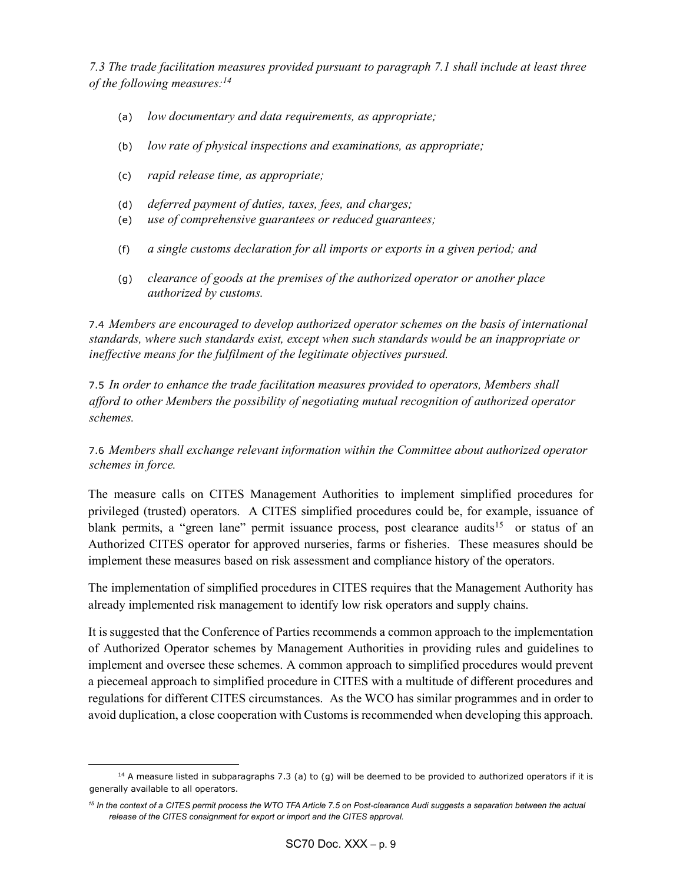*7.3 The trade facilitation measures provided pursuant to paragraph 7.1 shall include at least three of the following measures:*[14]

(a) *low documentary and data requirements, as appropriate;*

(b) *low rate of physical inspections and examinations, as appropriate;*

(c) *rapid release time, as appropriate;*

(d) *deferred payment of duties, taxes, fees, and charges;*

(e) *use of comprehensive guarantees or reduced guarantees;*

(f) *a single customs declaration for all imports or exports in a given period; and*

(g) *clearance of goods at the premises of the authorized operator or another place authorized by customs.*

7.4 *Members are encouraged to develop authorized operator schemes on the basis of international standards, where such standards exist, except when such standards would be an inappropriate or ineffective means for the fulfilment of the legitimate objectives pursued.*

7.5 *In order to enhance the trade facilitation measures provided to operators, Members shall afford to other Members the possibility of negotiating mutual recognition of authorized operator schemes.*

7.6 *Members shall exchange relevant information within the Committee about authorized operator schemes in force.*

The measure calls on CITES Management Authorities to implement simplified procedures for privileged (trusted) operators. A CITES simplified procedures could be, for example, issuance of blank permits, a "green lane" permit issuance process, post clearance audits[15] or status of an Authorized CITES operator for approved nurseries, farms or fisheries. These measures should be implement these measures based on risk assessment and compliance history of the operators.

The implementation of simplified procedures in CITES requires that the Management Authority has already implemented risk management to identify low risk operators and supply chains.

It is suggested that the Conference of Parties recommends a common approach to the implementation of Authorized Operator schemes by Management Authorities in providing rules and guidelines to implement and oversee these schemes. A common approach to simplified procedures would prevent a piecemeal approach to simplified procedure in CITES with a multitude of different procedures and regulations for different CITES circumstances. As the WCO has similar programmes and in order to avoid duplication, a close cooperation with Customs is recommended when developing this approach.

---

[14] A measure listed in subparagraphs 7.3 (a) to (g) will be deemed to be provided to authorized operators if it is generally available to all operators.

[15] *In the context of a CITES permit process the WTO TFA Article 7.5 on Post-clearance Audi suggests a separation between the actual release of the CITES consignment for export or import and the CITES approval.*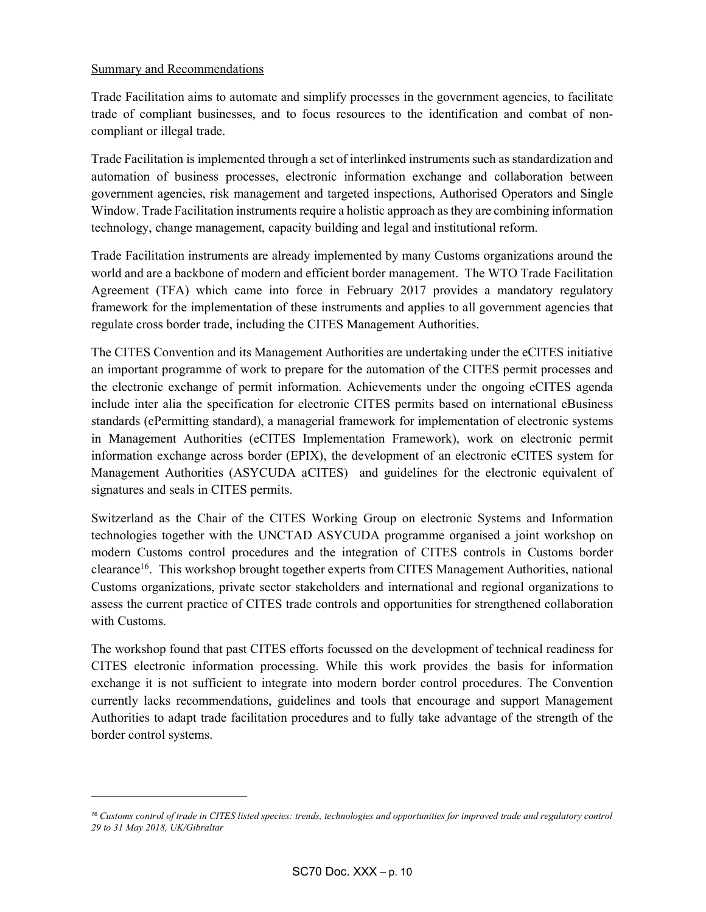Summary and Recommendations

Trade Facilitation aims to automate and simplify processes in the government agencies, to facilitate trade of compliant businesses, and to focus resources to the identification and combat of non-compliant or illegal trade.

Trade Facilitation is implemented through a set of interlinked instruments such as standardization and automation of business processes, electronic information exchange and collaboration between government agencies, risk management and targeted inspections, Authorised Operators and Single Window. Trade Facilitation instruments require a holistic approach as they are combining information technology, change management, capacity building and legal and institutional reform.

Trade Facilitation instruments are already implemented by many Customs organizations around the world and are a backbone of modern and efficient border management. The WTO Trade Facilitation Agreement (TFA) which came into force in February 2017 provides a mandatory regulatory framework for the implementation of these instruments and applies to all government agencies that regulate cross border trade, including the CITES Management Authorities.

The CITES Convention and its Management Authorities are undertaking under the eCITES initiative an important programme of work to prepare for the automation of the CITES permit processes and the electronic exchange of permit information. Achievements under the ongoing eCITES agenda include inter alia the specification for electronic CITES permits based on international eBusiness standards (ePermitting standard), a managerial framework for implementation of electronic systems in Management Authorities (eCITES Implementation Framework), work on electronic permit information exchange across border (EPIX), the development of an electronic eCITES system for Management Authorities (ASYCUDA aCITES) and guidelines for the electronic equivalent of signatures and seals in CITES permits.

Switzerland as the Chair of the CITES Working Group on electronic Systems and Information technologies together with the UNCTAD ASYCUDA programme organised a joint workshop on modern Customs control procedures and the integration of CITES controls in Customs border clearance[16]. This workshop brought together experts from CITES Management Authorities, national Customs organizations, private sector stakeholders and international and regional organizations to assess the current practice of CITES trade controls and opportunities for strengthened collaboration with Customs.

The workshop found that past CITES efforts focussed on the development of technical readiness for CITES electronic information processing. While this work provides the basis for information exchange it is not sufficient to integrate into modern border control procedures. The Convention currently lacks recommendations, guidelines and tools that encourage and support Management Authorities to adapt trade facilitation procedures and to fully take advantage of the strength of the border control systems.

[16] *Customs control of trade in CITES listed species: trends, technologies and opportunities for improved trade and regulatory control 29 to 31 May 2018, UK/Gibraltar*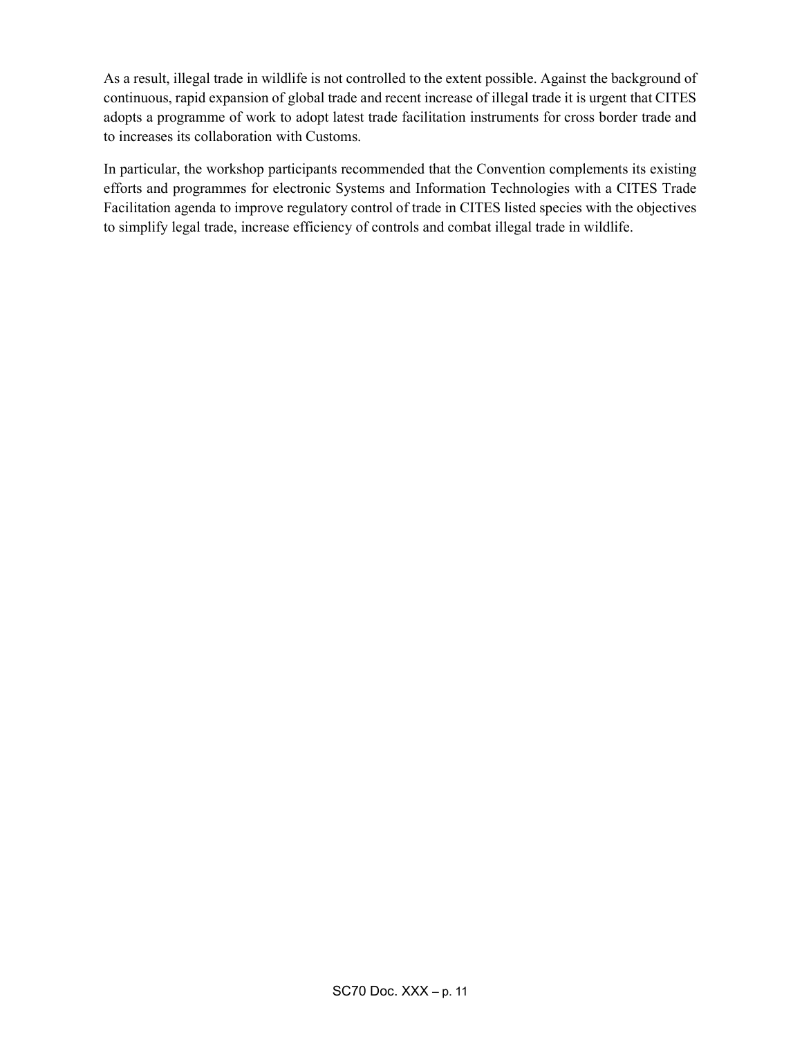As a result, illegal trade in wildlife is not controlled to the extent possible. Against the background of continuous, rapid expansion of global trade and recent increase of illegal trade it is urgent that CITES adopts a programme of work to adopt latest trade facilitation instruments for cross border trade and to increases its collaboration with Customs.

In particular, the workshop participants recommended that the Convention complements its existing efforts and programmes for electronic Systems and Information Technologies with a CITES Trade Facilitation agenda to improve regulatory control of trade in CITES listed species with the objectives to simplify legal trade, increase efficiency of controls and combat illegal trade in wildlife.